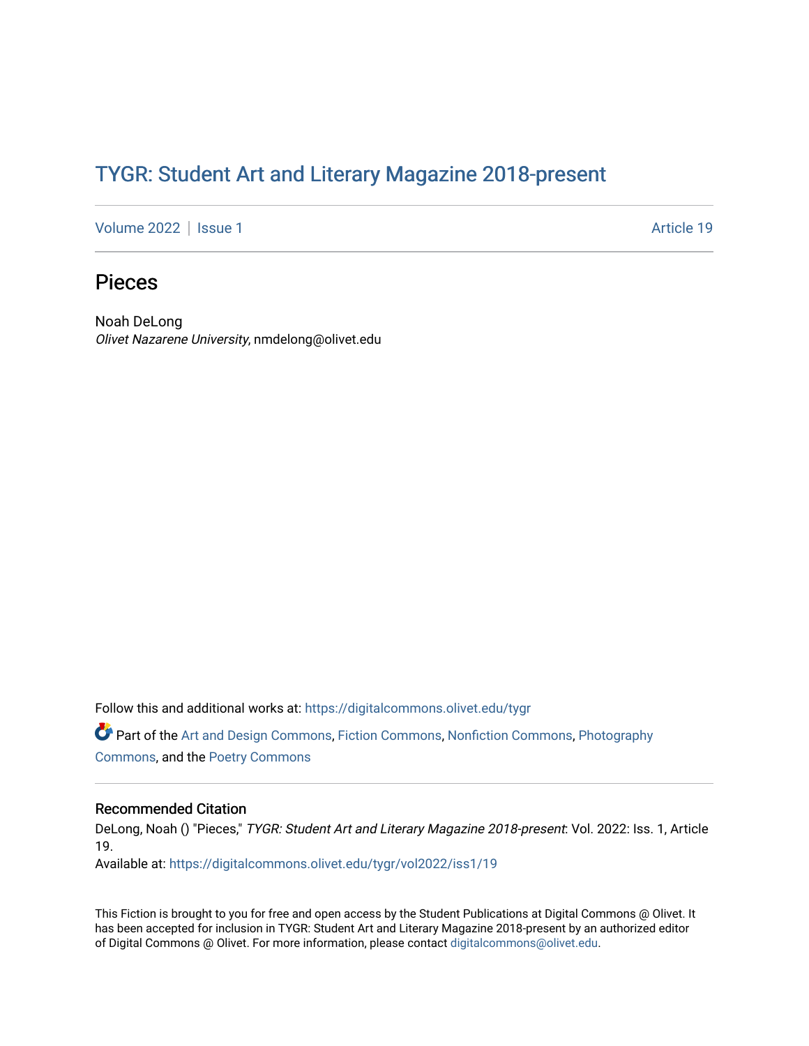# TYGR: Student Art and Literary Magazine 2018-present

Volume 2022 | Issue 1 Article 19

## Pieces

Noah DeLong
*Olivet Nazarene University*, nmdelong@olivet.edu

Follow this and additional works at: https://digitalcommons.olivet.edu/tygr

Part of the Art and Design Commons, Fiction Commons, Nonfiction Commons, Photography Commons, and the Poetry Commons

### Recommended Citation

DeLong, Noah () "Pieces," *TYGR: Student Art and Literary Magazine 2018-present*: Vol. 2022: Iss. 1, Article 19.
Available at: https://digitalcommons.olivet.edu/tygr/vol2022/iss1/19

This Fiction is brought to you for free and open access by the Student Publications at Digital Commons @ Olivet. It has been accepted for inclusion in TYGR: Student Art and Literary Magazine 2018-present by an authorized editor of Digital Commons @ Olivet. For more information, please contact digitalcommons@olivet.edu.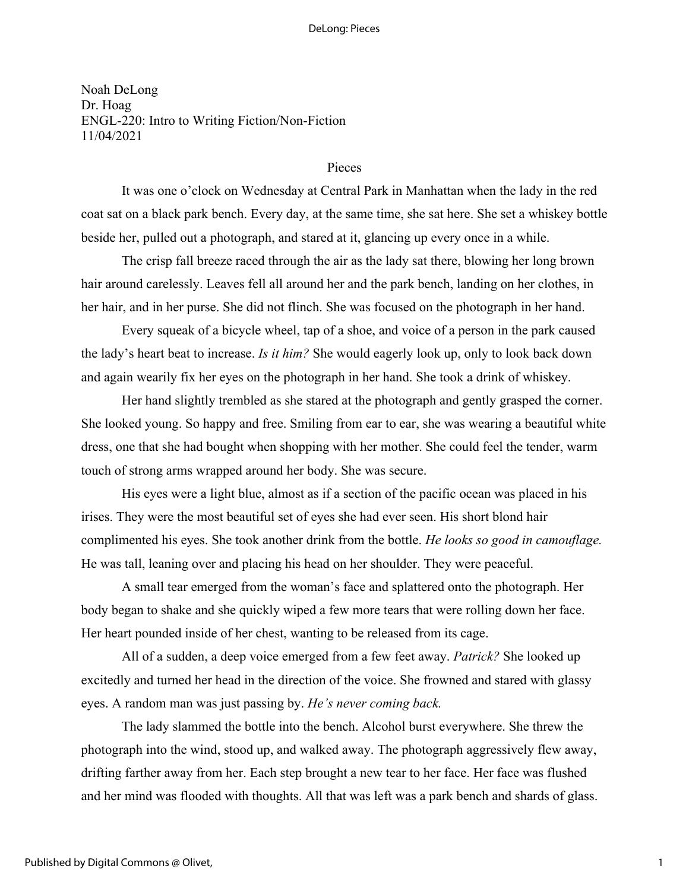Noah DeLong  
Dr. Hoag  
ENGL-220: Intro to Writing Fiction/Non-Fiction  
11/04/2021

# Pieces

It was one o'clock on Wednesday at Central Park in Manhattan when the lady in the red coat sat on a black park bench. Every day, at the same time, she sat here. She set a whiskey bottle beside her, pulled out a photograph, and stared at it, glancing up every once in a while.

The crisp fall breeze raced through the air as the lady sat there, blowing her long brown hair around carelessly. Leaves fell all around her and the park bench, landing on her clothes, in her hair, and in her purse. She did not flinch. She was focused on the photograph in her hand.

Every squeak of a bicycle wheel, tap of a shoe, and voice of a person in the park caused the lady's heart beat to increase. *Is it him?* She would eagerly look up, only to look back down and again wearily fix her eyes on the photograph in her hand. She took a drink of whiskey.

Her hand slightly trembled as she stared at the photograph and gently grasped the corner. She looked young. So happy and free. Smiling from ear to ear, she was wearing a beautiful white dress, one that she had bought when shopping with her mother. She could feel the tender, warm touch of strong arms wrapped around her body. She was secure.

His eyes were a light blue, almost as if a section of the pacific ocean was placed in his irises. They were the most beautiful set of eyes she had ever seen. His short blond hair complimented his eyes. She took another drink from the bottle. *He looks so good in camouflage.* He was tall, leaning over and placing his head on her shoulder. They were peaceful.

A small tear emerged from the woman's face and splattered onto the photograph. Her body began to shake and she quickly wiped a few more tears that were rolling down her face. Her heart pounded inside of her chest, wanting to be released from its cage.

All of a sudden, a deep voice emerged from a few feet away. *Patrick?* She looked up excitedly and turned her head in the direction of the voice. She frowned and stared with glassy eyes. A random man was just passing by. *He's never coming back.*

The lady slammed the bottle into the bench. Alcohol burst everywhere. She threw the photograph into the wind, stood up, and walked away. The photograph aggressively flew away, drifting farther away from her. Each step brought a new tear to her face. Her face was flushed and her mind was flooded with thoughts. All that was left was a park bench and shards of glass.